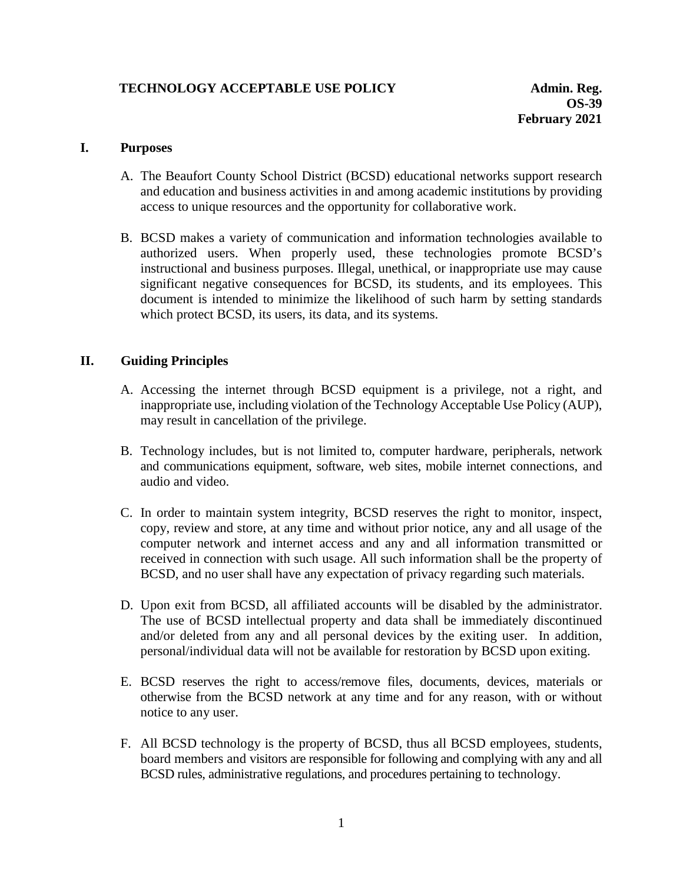**TECHNOLOGY ACCEPTABLE USE POLICY**

**Admin. Reg.**
**OS-39**
**February 2021**

## I. Purposes

A. The Beaufort County School District (BCSD) educational networks support research and education and business activities in and among academic institutions by providing access to unique resources and the opportunity for collaborative work.

B. BCSD makes a variety of communication and information technologies available to authorized users. When properly used, these technologies promote BCSD's instructional and business purposes. Illegal, unethical, or inappropriate use may cause significant negative consequences for BCSD, its students, and its employees. This document is intended to minimize the likelihood of such harm by setting standards which protect BCSD, its users, its data, and its systems.

## II. Guiding Principles

A. Accessing the internet through BCSD equipment is a privilege, not a right, and inappropriate use, including violation of the Technology Acceptable Use Policy (AUP), may result in cancellation of the privilege.

B. Technology includes, but is not limited to, computer hardware, peripherals, network and communications equipment, software, web sites, mobile internet connections, and audio and video.

C. In order to maintain system integrity, BCSD reserves the right to monitor, inspect, copy, review and store, at any time and without prior notice, any and all usage of the computer network and internet access and any and all information transmitted or received in connection with such usage. All such information shall be the property of BCSD, and no user shall have any expectation of privacy regarding such materials.

D. Upon exit from BCSD, all affiliated accounts will be disabled by the administrator. The use of BCSD intellectual property and data shall be immediately discontinued and/or deleted from any and all personal devices by the exiting user. In addition, personal/individual data will not be available for restoration by BCSD upon exiting.

E. BCSD reserves the right to access/remove files, documents, devices, materials or otherwise from the BCSD network at any time and for any reason, with or without notice to any user.

F. All BCSD technology is the property of BCSD, thus all BCSD employees, students, board members and visitors are responsible for following and complying with any and all BCSD rules, administrative regulations, and procedures pertaining to technology.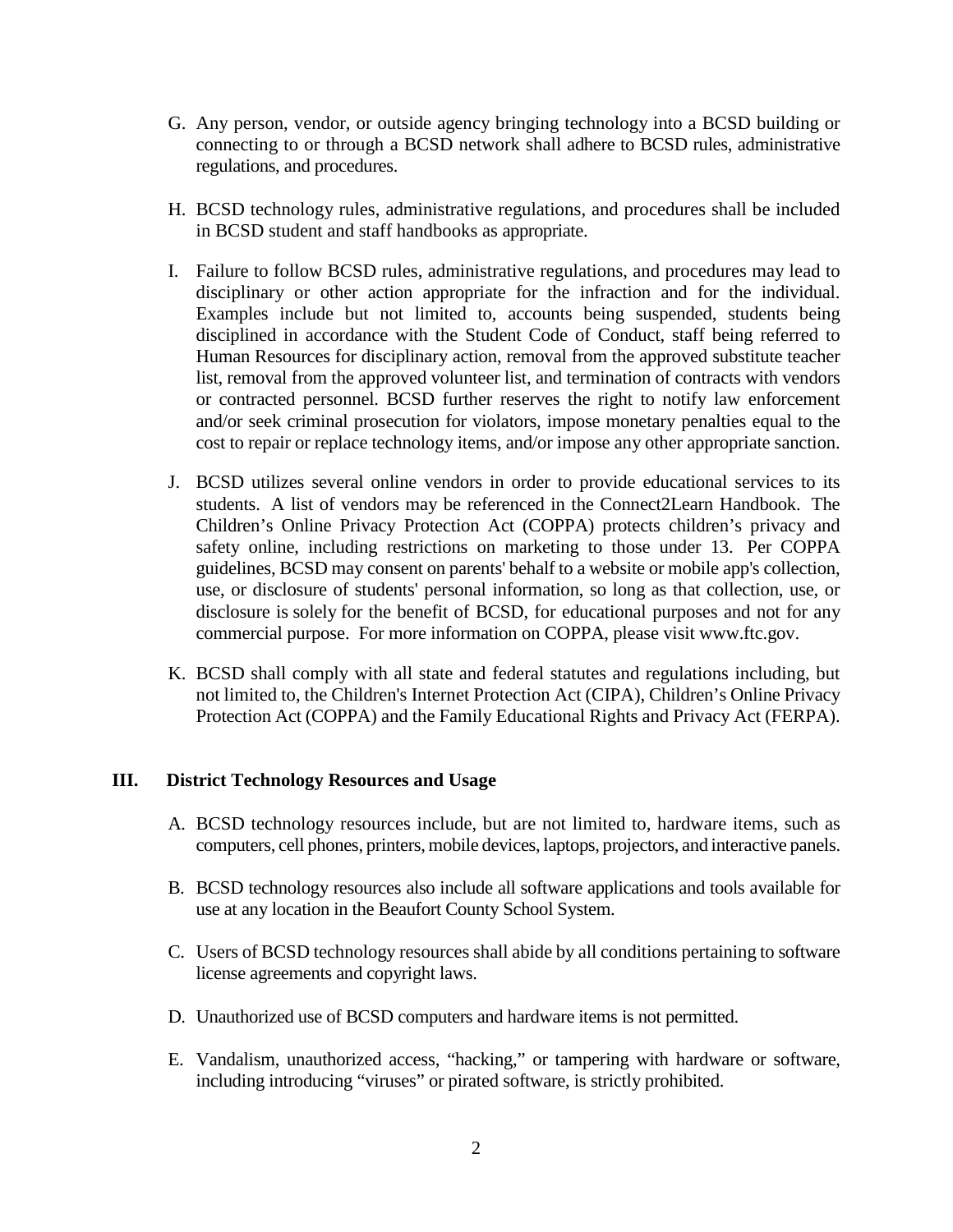G. Any person, vendor, or outside agency bringing technology into a BCSD building or connecting to or through a BCSD network shall adhere to BCSD rules, administrative regulations, and procedures.

H. BCSD technology rules, administrative regulations, and procedures shall be included in BCSD student and staff handbooks as appropriate.

I. Failure to follow BCSD rules, administrative regulations, and procedures may lead to disciplinary or other action appropriate for the infraction and for the individual. Examples include but not limited to, accounts being suspended, students being disciplined in accordance with the Student Code of Conduct, staff being referred to Human Resources for disciplinary action, removal from the approved substitute teacher list, removal from the approved volunteer list, and termination of contracts with vendors or contracted personnel. BCSD further reserves the right to notify law enforcement and/or seek criminal prosecution for violators, impose monetary penalties equal to the cost to repair or replace technology items, and/or impose any other appropriate sanction.

J. BCSD utilizes several online vendors in order to provide educational services to its students. A list of vendors may be referenced in the Connect2Learn Handbook. The Children's Online Privacy Protection Act (COPPA) protects children's privacy and safety online, including restrictions on marketing to those under 13. Per COPPA guidelines, BCSD may consent on parents' behalf to a website or mobile app's collection, use, or disclosure of students' personal information, so long as that collection, use, or disclosure is solely for the benefit of BCSD, for educational purposes and not for any commercial purpose. For more information on COPPA, please visit www.ftc.gov.

K. BCSD shall comply with all state and federal statutes and regulations including, but not limited to, the Children's Internet Protection Act (CIPA), Children's Online Privacy Protection Act (COPPA) and the Family Educational Rights and Privacy Act (FERPA).

## III. District Technology Resources and Usage

A. BCSD technology resources include, but are not limited to, hardware items, such as computers, cell phones, printers, mobile devices, laptops, projectors, and interactive panels.

B. BCSD technology resources also include all software applications and tools available for use at any location in the Beaufort County School System.

C. Users of BCSD technology resources shall abide by all conditions pertaining to software license agreements and copyright laws.

D. Unauthorized use of BCSD computers and hardware items is not permitted.

E. Vandalism, unauthorized access, "hacking," or tampering with hardware or software, including introducing "viruses" or pirated software, is strictly prohibited.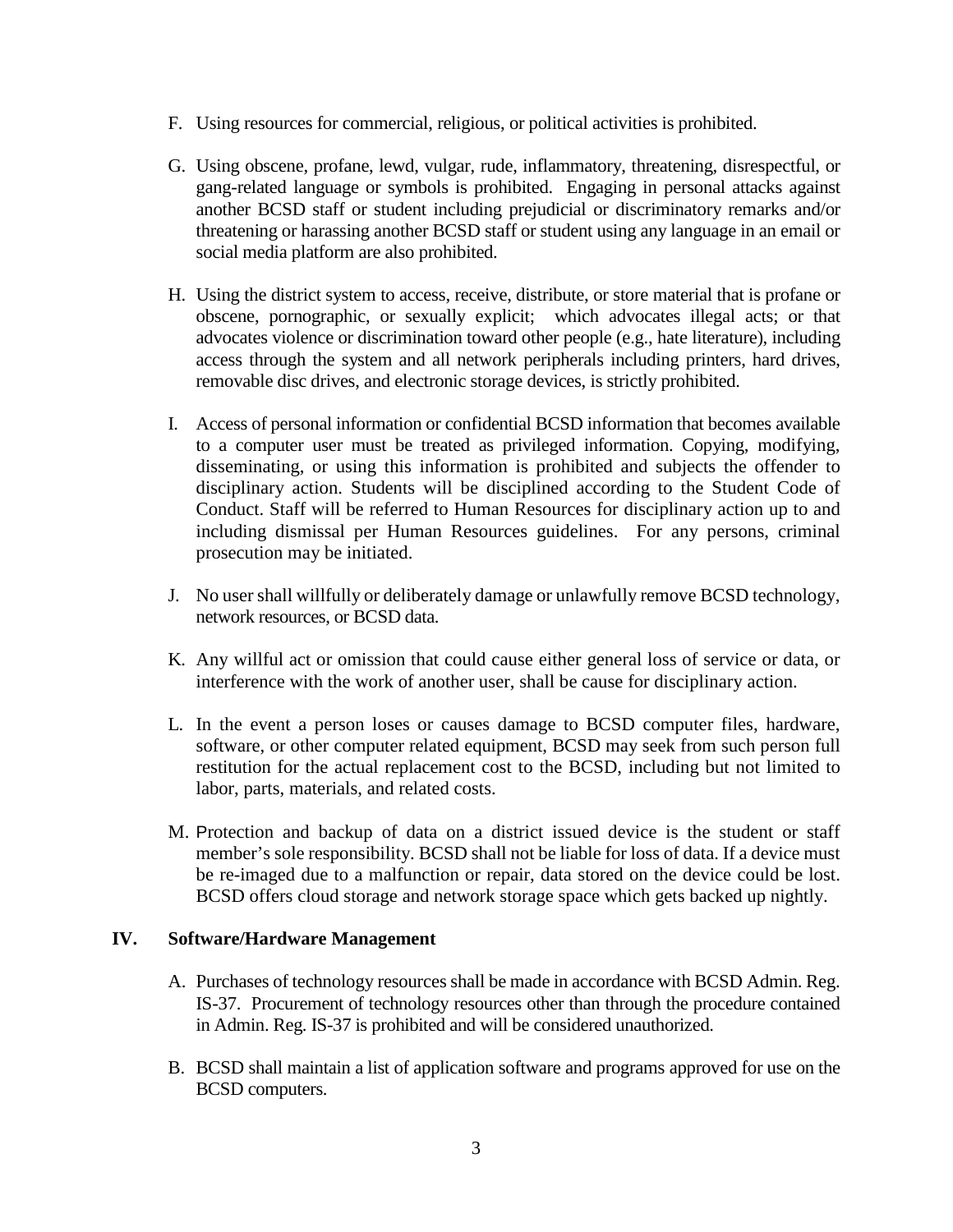F. Using resources for commercial, religious, or political activities is prohibited.

G. Using obscene, profane, lewd, vulgar, rude, inflammatory, threatening, disrespectful, or gang-related language or symbols is prohibited. Engaging in personal attacks against another BCSD staff or student including prejudicial or discriminatory remarks and/or threatening or harassing another BCSD staff or student using any language in an email or social media platform are also prohibited.

H. Using the district system to access, receive, distribute, or store material that is profane or obscene, pornographic, or sexually explicit; which advocates illegal acts; or that advocates violence or discrimination toward other people (e.g., hate literature), including access through the system and all network peripherals including printers, hard drives, removable disc drives, and electronic storage devices, is strictly prohibited.

I. Access of personal information or confidential BCSD information that becomes available to a computer user must be treated as privileged information. Copying, modifying, disseminating, or using this information is prohibited and subjects the offender to disciplinary action. Students will be disciplined according to the Student Code of Conduct. Staff will be referred to Human Resources for disciplinary action up to and including dismissal per Human Resources guidelines. For any persons, criminal prosecution may be initiated.

J. No user shall willfully or deliberately damage or unlawfully remove BCSD technology, network resources, or BCSD data.

K. Any willful act or omission that could cause either general loss of service or data, or interference with the work of another user, shall be cause for disciplinary action.

L. In the event a person loses or causes damage to BCSD computer files, hardware, software, or other computer related equipment, BCSD may seek from such person full restitution for the actual replacement cost to the BCSD, including but not limited to labor, parts, materials, and related costs.

M. Protection and backup of data on a district issued device is the student or staff member's sole responsibility. BCSD shall not be liable for loss of data. If a device must be re-imaged due to a malfunction or repair, data stored on the device could be lost. BCSD offers cloud storage and network storage space which gets backed up nightly.

## IV. Software/Hardware Management

A. Purchases of technology resources shall be made in accordance with BCSD Admin. Reg. IS-37. Procurement of technology resources other than through the procedure contained in Admin. Reg. IS-37 is prohibited and will be considered unauthorized.

B. BCSD shall maintain a list of application software and programs approved for use on the BCSD computers.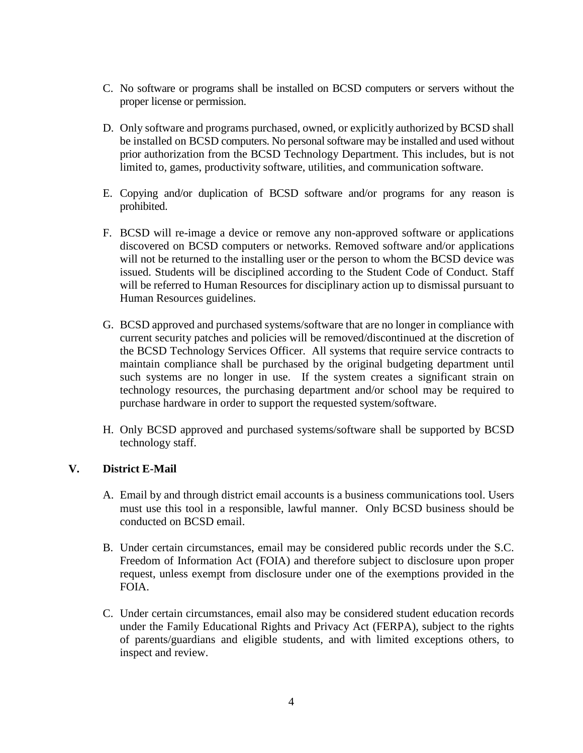C. No software or programs shall be installed on BCSD computers or servers without the proper license or permission.

D. Only software and programs purchased, owned, or explicitly authorized by BCSD shall be installed on BCSD computers. No personal software may be installed and used without prior authorization from the BCSD Technology Department. This includes, but is not limited to, games, productivity software, utilities, and communication software.

E. Copying and/or duplication of BCSD software and/or programs for any reason is prohibited.

F. BCSD will re-image a device or remove any non-approved software or applications discovered on BCSD computers or networks. Removed software and/or applications will not be returned to the installing user or the person to whom the BCSD device was issued. Students will be disciplined according to the Student Code of Conduct. Staff will be referred to Human Resources for disciplinary action up to dismissal pursuant to Human Resources guidelines.

G. BCSD approved and purchased systems/software that are no longer in compliance with current security patches and policies will be removed/discontinued at the discretion of the BCSD Technology Services Officer. All systems that require service contracts to maintain compliance shall be purchased by the original budgeting department until such systems are no longer in use. If the system creates a significant strain on technology resources, the purchasing department and/or school may be required to purchase hardware in order to support the requested system/software.

H. Only BCSD approved and purchased systems/software shall be supported by BCSD technology staff.

## V. District E-Mail

A. Email by and through district email accounts is a business communications tool. Users must use this tool in a responsible, lawful manner. Only BCSD business should be conducted on BCSD email.

B. Under certain circumstances, email may be considered public records under the S.C. Freedom of Information Act (FOIA) and therefore subject to disclosure upon proper request, unless exempt from disclosure under one of the exemptions provided in the FOIA.

C. Under certain circumstances, email also may be considered student education records under the Family Educational Rights and Privacy Act (FERPA), subject to the rights of parents/guardians and eligible students, and with limited exceptions others, to inspect and review.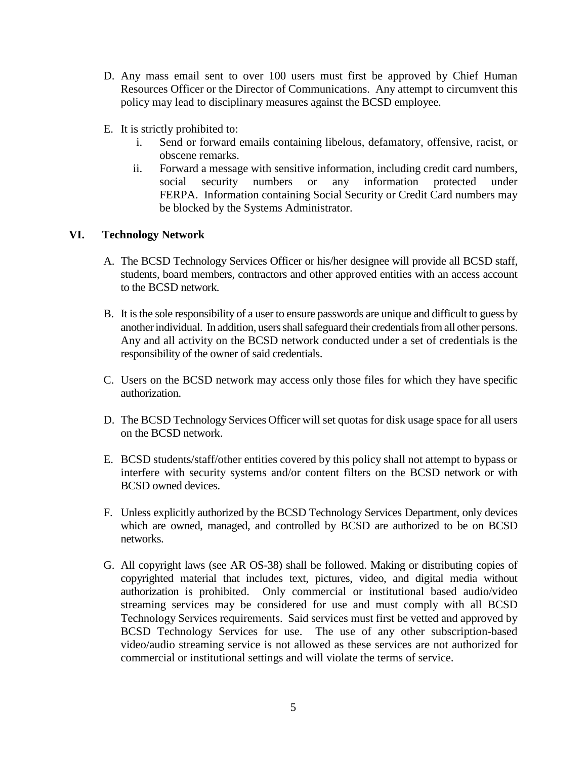D. Any mass email sent to over 100 users must first be approved by Chief Human Resources Officer or the Director of Communications. Any attempt to circumvent this policy may lead to disciplinary measures against the BCSD employee.

E. It is strictly prohibited to:
   i. Send or forward emails containing libelous, defamatory, offensive, racist, or obscene remarks.
   ii. Forward a message with sensitive information, including credit card numbers, social security numbers or any information protected under FERPA. Information containing Social Security or Credit Card numbers may be blocked by the Systems Administrator.

## VI. Technology Network

A. The BCSD Technology Services Officer or his/her designee will provide all BCSD staff, students, board members, contractors and other approved entities with an access account to the BCSD network.

B. It is the sole responsibility of a user to ensure passwords are unique and difficult to guess by another individual. In addition, users shall safeguard their credentials from all other persons. Any and all activity on the BCSD network conducted under a set of credentials is the responsibility of the owner of said credentials.

C. Users on the BCSD network may access only those files for which they have specific authorization.

D. The BCSD Technology Services Officer will set quotas for disk usage space for all users on the BCSD network.

E. BCSD students/staff/other entities covered by this policy shall not attempt to bypass or interfere with security systems and/or content filters on the BCSD network or with BCSD owned devices.

F. Unless explicitly authorized by the BCSD Technology Services Department, only devices which are owned, managed, and controlled by BCSD are authorized to be on BCSD networks.

G. All copyright laws (see AR OS-38) shall be followed. Making or distributing copies of copyrighted material that includes text, pictures, video, and digital media without authorization is prohibited. Only commercial or institutional based audio/video streaming services may be considered for use and must comply with all BCSD Technology Services requirements. Said services must first be vetted and approved by BCSD Technology Services for use. The use of any other subscription-based video/audio streaming service is not allowed as these services are not authorized for commercial or institutional settings and will violate the terms of service.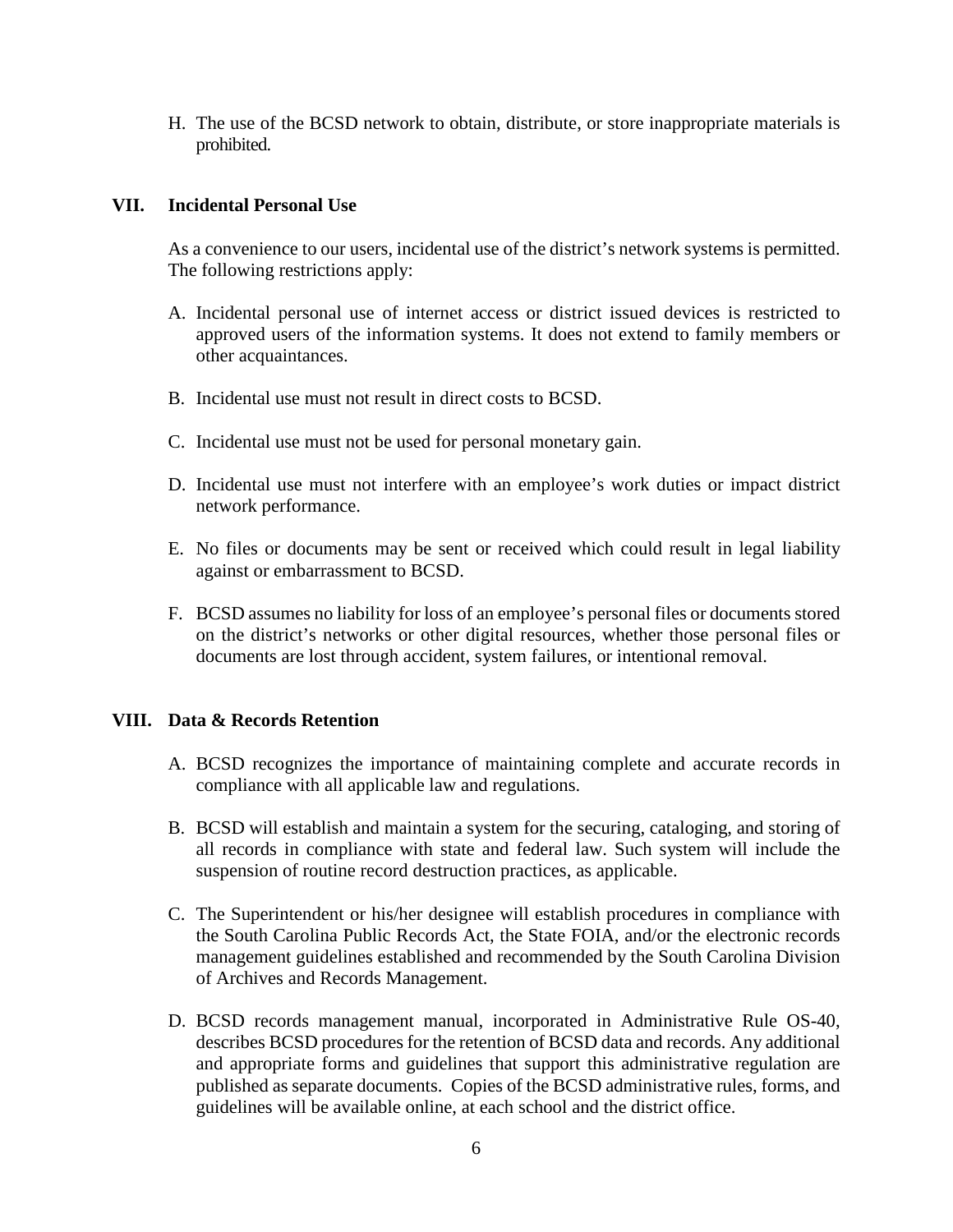H. The use of the BCSD network to obtain, distribute, or store inappropriate materials is prohibited.

## VII. Incidental Personal Use

As a convenience to our users, incidental use of the district's network systems is permitted. The following restrictions apply:

A. Incidental personal use of internet access or district issued devices is restricted to approved users of the information systems. It does not extend to family members or other acquaintances.

B. Incidental use must not result in direct costs to BCSD.

C. Incidental use must not be used for personal monetary gain.

D. Incidental use must not interfere with an employee's work duties or impact district network performance.

E. No files or documents may be sent or received which could result in legal liability against or embarrassment to BCSD.

F. BCSD assumes no liability for loss of an employee's personal files or documents stored on the district's networks or other digital resources, whether those personal files or documents are lost through accident, system failures, or intentional removal.

## VIII. Data & Records Retention

A. BCSD recognizes the importance of maintaining complete and accurate records in compliance with all applicable law and regulations.

B. BCSD will establish and maintain a system for the securing, cataloging, and storing of all records in compliance with state and federal law. Such system will include the suspension of routine record destruction practices, as applicable.

C. The Superintendent or his/her designee will establish procedures in compliance with the South Carolina Public Records Act, the State FOIA, and/or the electronic records management guidelines established and recommended by the South Carolina Division of Archives and Records Management.

D. BCSD records management manual, incorporated in Administrative Rule OS-40, describes BCSD procedures for the retention of BCSD data and records. Any additional and appropriate forms and guidelines that support this administrative regulation are published as separate documents. Copies of the BCSD administrative rules, forms, and guidelines will be available online, at each school and the district office.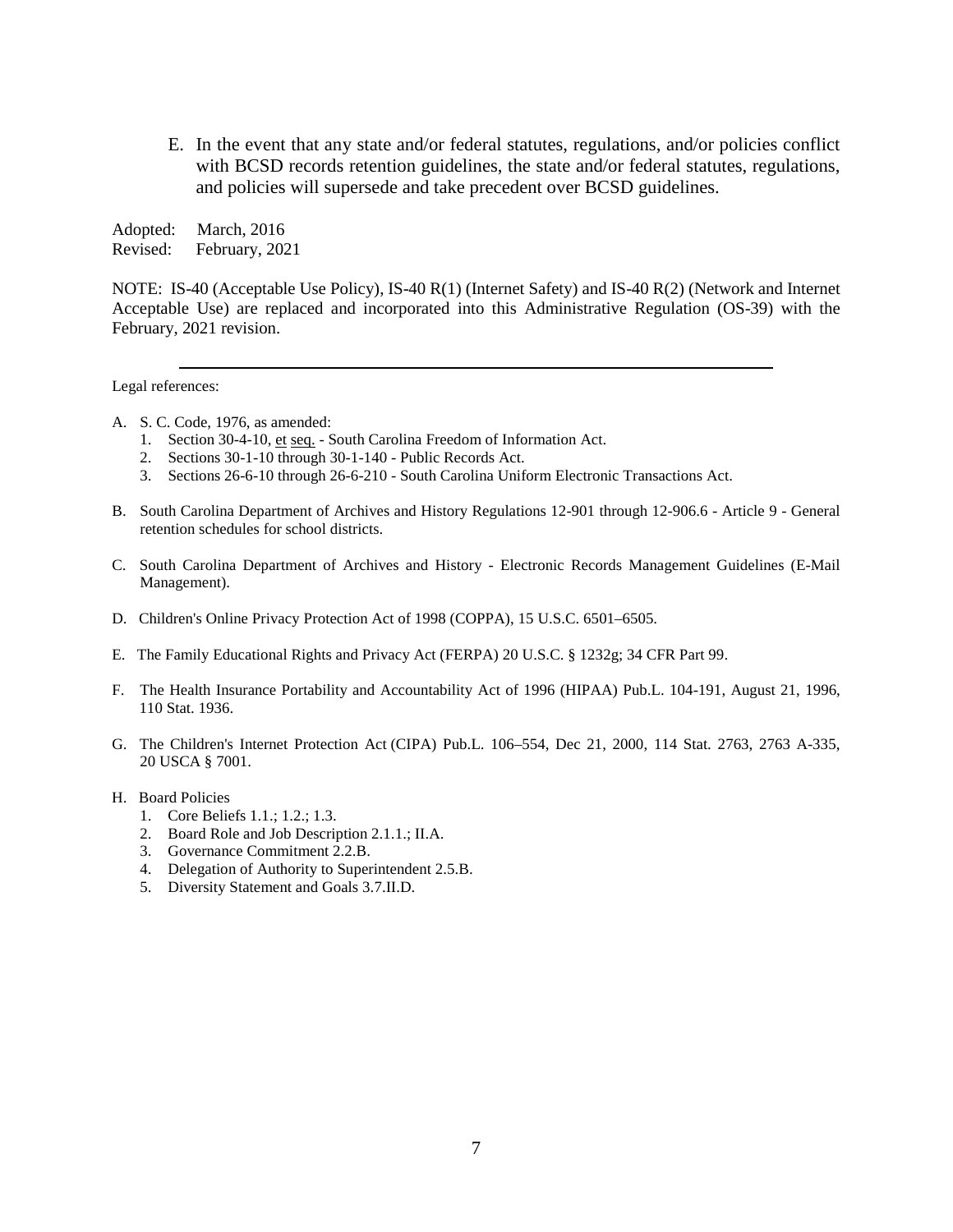E. In the event that any state and/or federal statutes, regulations, and/or policies conflict with BCSD records retention guidelines, the state and/or federal statutes, regulations, and policies will supersede and take precedent over BCSD guidelines.

Adopted: March, 2016
Revised: February, 2021

NOTE: IS-40 (Acceptable Use Policy), IS-40 R(1) (Internet Safety) and IS-40 R(2) (Network and Internet Acceptable Use) are replaced and incorporated into this Administrative Regulation (OS-39) with the February, 2021 revision.

---

Legal references:

A. S. C. Code, 1976, as amended:
   1. Section 30-4-10, et seq. - South Carolina Freedom of Information Act.
   2. Sections 30-1-10 through 30-1-140 - Public Records Act.
   3. Sections 26-6-10 through 26-6-210 - South Carolina Uniform Electronic Transactions Act.

B. South Carolina Department of Archives and History Regulations 12-901 through 12-906.6 - Article 9 - General retention schedules for school districts.

C. South Carolina Department of Archives and History - Electronic Records Management Guidelines (E-Mail Management).

D. Children's Online Privacy Protection Act of 1998 (COPPA), 15 U.S.C. 6501–6505.

E. The Family Educational Rights and Privacy Act (FERPA) 20 U.S.C. § 1232g; 34 CFR Part 99.

F. The Health Insurance Portability and Accountability Act of 1996 (HIPAA) Pub.L. 104-191, August 21, 1996, 110 Stat. 1936.

G. The Children's Internet Protection Act (CIPA) Pub.L. 106–554, Dec 21, 2000, 114 Stat. 2763, 2763 A-335, 20 USCA § 7001.

H. Board Policies
   1. Core Beliefs 1.1.; 1.2.; 1.3.
   2. Board Role and Job Description 2.1.1.; II.A.
   3. Governance Commitment 2.2.B.
   4. Delegation of Authority to Superintendent 2.5.B.
   5. Diversity Statement and Goals 3.7.II.D.